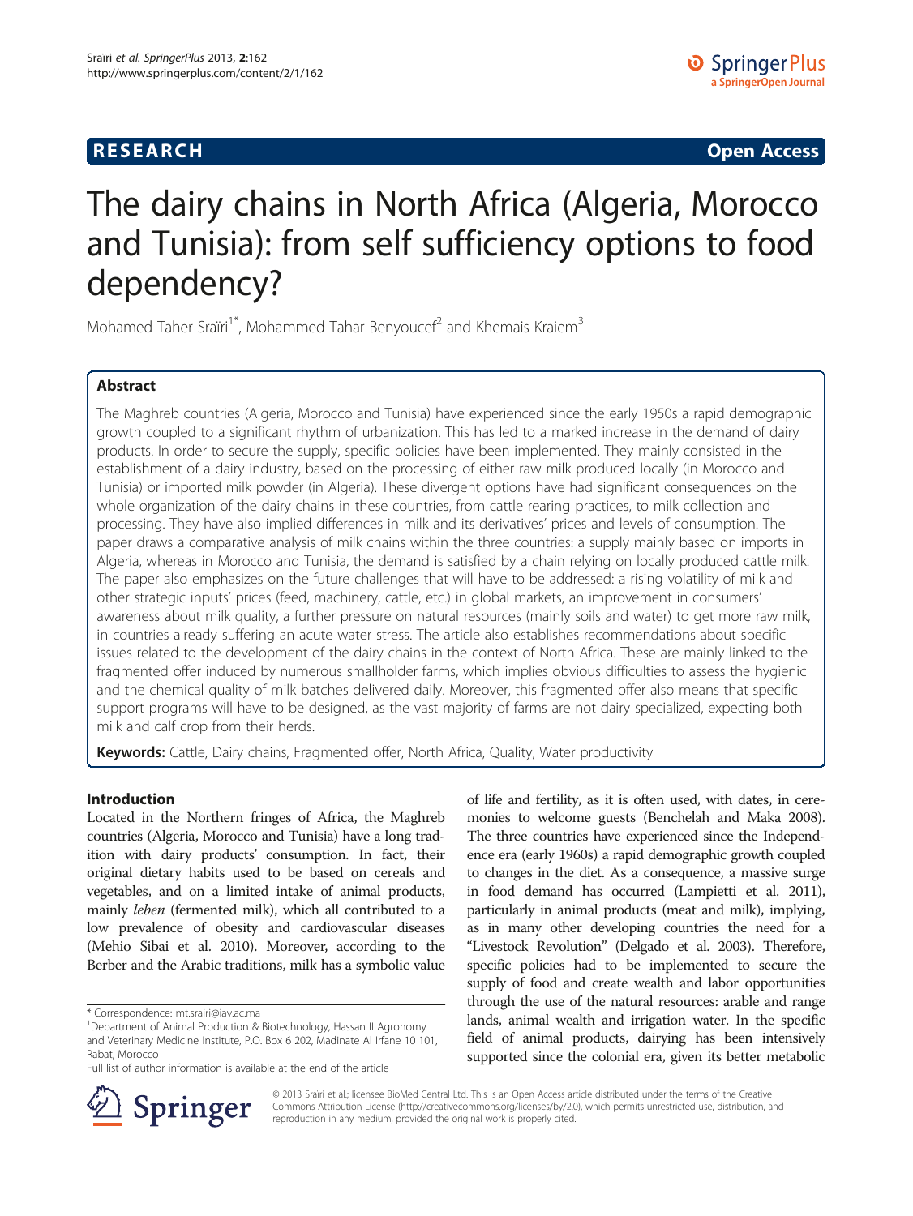RESEARCH Open Access

# The dairy chains in North Africa (Algeria, Morocco and Tunisia): from self sufficiency options to food dependency?

Mohamed Taher Sraïri[1*], Mohammed Tahar Benyoucef[2] and Khemais Kraiem[3]

## Abstract

The Maghreb countries (Algeria, Morocco and Tunisia) have experienced since the early 1950s a rapid demographic growth coupled to a significant rhythm of urbanization. This has led to a marked increase in the demand of dairy products. In order to secure the supply, specific policies have been implemented. They mainly consisted in the establishment of a dairy industry, based on the processing of either raw milk produced locally (in Morocco and Tunisia) or imported milk powder (in Algeria). These divergent options have had significant consequences on the whole organization of the dairy chains in these countries, from cattle rearing practices, to milk collection and processing. They have also implied differences in milk and its derivatives' prices and levels of consumption. The paper draws a comparative analysis of milk chains within the three countries: a supply mainly based on imports in Algeria, whereas in Morocco and Tunisia, the demand is satisfied by a chain relying on locally produced cattle milk. The paper also emphasizes on the future challenges that will have to be addressed: a rising volatility of milk and other strategic inputs' prices (feed, machinery, cattle, etc.) in global markets, an improvement in consumers' awareness about milk quality, a further pressure on natural resources (mainly soils and water) to get more raw milk, in countries already suffering an acute water stress. The article also establishes recommendations about specific issues related to the development of the dairy chains in the context of North Africa. These are mainly linked to the fragmented offer induced by numerous smallholder farms, which implies obvious difficulties to assess the hygienic and the chemical quality of milk batches delivered daily. Moreover, this fragmented offer also means that specific support programs will have to be designed, as the vast majority of farms are not dairy specialized, expecting both milk and calf crop from their herds.

**Keywords:** Cattle, Dairy chains, Fragmented offer, North Africa, Quality, Water productivity

## Introduction

Located in the Northern fringes of Africa, the Maghreb countries (Algeria, Morocco and Tunisia) have a long tradition with dairy products' consumption. In fact, their original dietary habits used to be based on cereals and vegetables, and on a limited intake of animal products, mainly *leben* (fermented milk), which all contributed to a low prevalence of obesity and cardiovascular diseases (Mehio Sibai et al. 2010). Moreover, according to the Berber and the Arabic traditions, milk has a symbolic value of life and fertility, as it is often used, with dates, in ceremonies to welcome guests (Benchelah and Maka 2008). The three countries have experienced since the Independence era (early 1960s) a rapid demographic growth coupled to changes in the diet. As a consequence, a massive surge in food demand has occurred (Lampietti et al. 2011), particularly in animal products (meat and milk), implying, as in many other developing countries the need for a "Livestock Revolution" (Delgado et al. 2003). Therefore, specific policies had to be implemented to secure the supply of food and create wealth and labor opportunities through the use of the natural resources: arable and range lands, animal wealth and irrigation water. In the specific field of animal products, dairying has been intensively supported since the colonial era, given its better metabolic

\* Correspondence: mt.srairi@iav.ac.ma
[1]Department of Animal Production & Biotechnology, Hassan II Agronomy and Veterinary Medicine Institute, P.O. Box 6 202, Madinate Al Irfane 10 101, Rabat, Morocco
Full list of author information is available at the end of the article

© 2013 Sraïri et al.; licensee BioMed Central Ltd. This is an Open Access article distributed under the terms of the Creative Commons Attribution License (http://creativecommons.org/licenses/by/2.0), which permits unrestricted use, distribution, and reproduction in any medium, provided the original work is properly cited.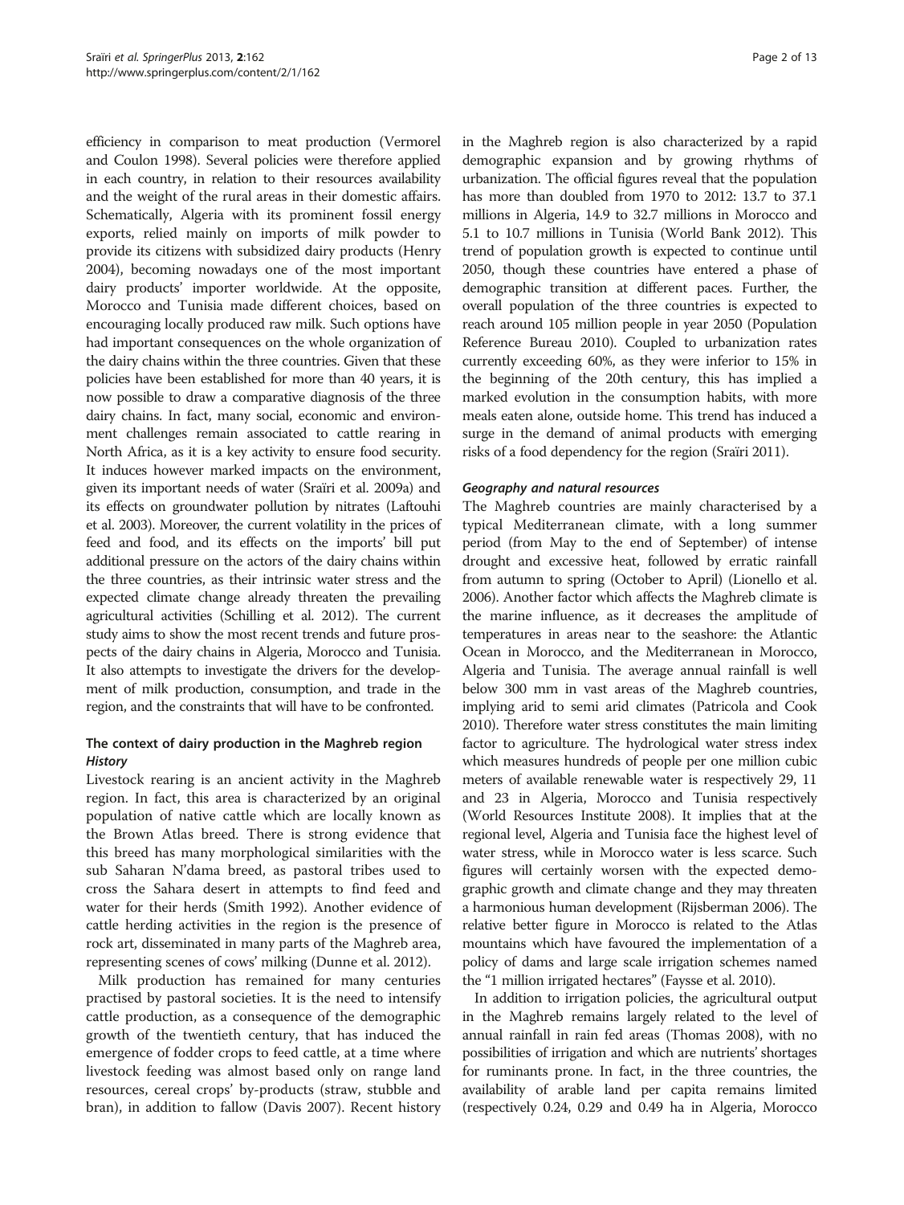efficiency in comparison to meat production (Vermorel and Coulon 1998). Several policies were therefore applied in each country, in relation to their resources availability and the weight of the rural areas in their domestic affairs. Schematically, Algeria with its prominent fossil energy exports, relied mainly on imports of milk powder to provide its citizens with subsidized dairy products (Henry 2004), becoming nowadays one of the most important dairy products' importer worldwide. At the opposite, Morocco and Tunisia made different choices, based on encouraging locally produced raw milk. Such options have had important consequences on the whole organization of the dairy chains within the three countries. Given that these policies have been established for more than 40 years, it is now possible to draw a comparative diagnosis of the three dairy chains. In fact, many social, economic and environment challenges remain associated to cattle rearing in North Africa, as it is a key activity to ensure food security. It induces however marked impacts on the environment, given its important needs of water (Sraïri et al. 2009a) and its effects on groundwater pollution by nitrates (Laftouhi et al. 2003). Moreover, the current volatility in the prices of feed and food, and its effects on the imports' bill put additional pressure on the actors of the dairy chains within the three countries, as their intrinsic water stress and the expected climate change already threaten the prevailing agricultural activities (Schilling et al. 2012). The current study aims to show the most recent trends and future prospects of the dairy chains in Algeria, Morocco and Tunisia. It also attempts to investigate the drivers for the development of milk production, consumption, and trade in the region, and the constraints that will have to be confronted.

## The context of dairy production in the Maghreb region

### *History*

Livestock rearing is an ancient activity in the Maghreb region. In fact, this area is characterized by an original population of native cattle which are locally known as the Brown Atlas breed. There is strong evidence that this breed has many morphological similarities with the sub Saharan N'dama breed, as pastoral tribes used to cross the Sahara desert in attempts to find feed and water for their herds (Smith 1992). Another evidence of cattle herding activities in the region is the presence of rock art, disseminated in many parts of the Maghreb area, representing scenes of cows' milking (Dunne et al. 2012).

Milk production has remained for many centuries practised by pastoral societies. It is the need to intensify cattle production, as a consequence of the demographic growth of the twentieth century, that has induced the emergence of fodder crops to feed cattle, at a time where livestock feeding was almost based only on range land resources, cereal crops' by-products (straw, stubble and bran), in addition to fallow (Davis 2007). Recent history in the Maghreb region is also characterized by a rapid demographic expansion and by growing rhythms of urbanization. The official figures reveal that the population has more than doubled from 1970 to 2012: 13.7 to 37.1 millions in Algeria, 14.9 to 32.7 millions in Morocco and 5.1 to 10.7 millions in Tunisia (World Bank 2012). This trend of population growth is expected to continue until 2050, though these countries have entered a phase of demographic transition at different paces. Further, the overall population of the three countries is expected to reach around 105 million people in year 2050 (Population Reference Bureau 2010). Coupled to urbanization rates currently exceeding 60%, as they were inferior to 15% in the beginning of the 20th century, this has implied a marked evolution in the consumption habits, with more meals eaten alone, outside home. This trend has induced a surge in the demand of animal products with emerging risks of a food dependency for the region (Sraïri 2011).

### *Geography and natural resources*

The Maghreb countries are mainly characterised by a typical Mediterranean climate, with a long summer period (from May to the end of September) of intense drought and excessive heat, followed by erratic rainfall from autumn to spring (October to April) (Lionello et al. 2006). Another factor which affects the Maghreb climate is the marine influence, as it decreases the amplitude of temperatures in areas near to the seashore: the Atlantic Ocean in Morocco, and the Mediterranean in Morocco, Algeria and Tunisia. The average annual rainfall is well below 300 mm in vast areas of the Maghreb countries, implying arid to semi arid climates (Patricola and Cook 2010). Therefore water stress constitutes the main limiting factor to agriculture. The hydrological water stress index which measures hundreds of people per one million cubic meters of available renewable water is respectively 29, 11 and 23 in Algeria, Morocco and Tunisia respectively (World Resources Institute 2008). It implies that at the regional level, Algeria and Tunisia face the highest level of water stress, while in Morocco water is less scarce. Such figures will certainly worsen with the expected demographic growth and climate change and they may threaten a harmonious human development (Rijsberman 2006). The relative better figure in Morocco is related to the Atlas mountains which have favoured the implementation of a policy of dams and large scale irrigation schemes named the "1 million irrigated hectares" (Faysse et al. 2010).

In addition to irrigation policies, the agricultural output in the Maghreb remains largely related to the level of annual rainfall in rain fed areas (Thomas 2008), with no possibilities of irrigation and which are nutrients' shortages for ruminants prone. In fact, in the three countries, the availability of arable land per capita remains limited (respectively 0.24, 0.29 and 0.49 ha in Algeria, Morocco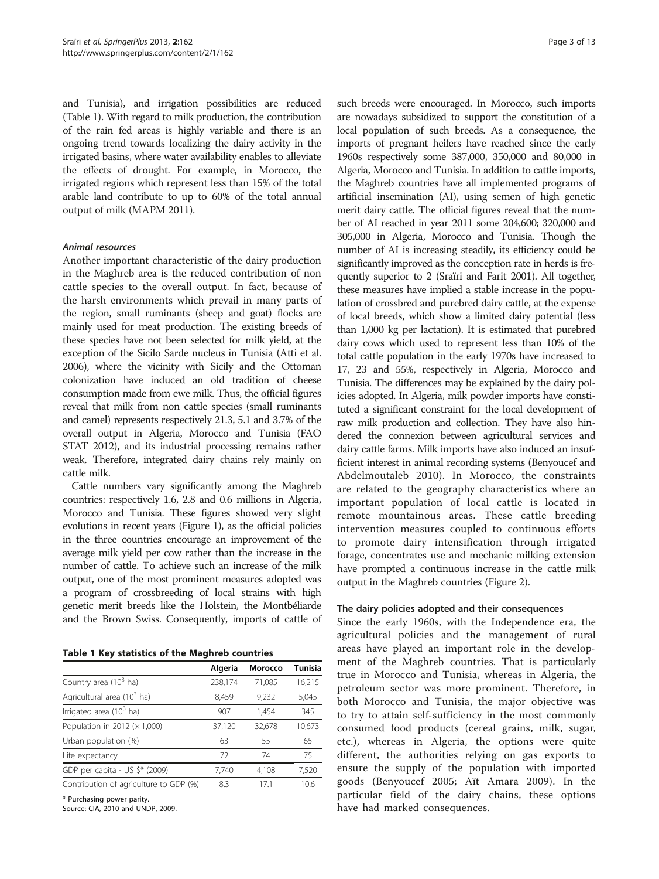and Tunisia), and irrigation possibilities are reduced (Table 1). With regard to milk production, the contribution of the rain fed areas is highly variable and there is an ongoing trend towards localizing the dairy activity in the irrigated basins, where water availability enables to alleviate the effects of drought. For example, in Morocco, the irrigated regions which represent less than 15% of the total arable land contribute to up to 60% of the total annual output of milk (MAPM 2011).

### *Animal resources*

Another important characteristic of the dairy production in the Maghreb area is the reduced contribution of non cattle species to the overall output. In fact, because of the harsh environments which prevail in many parts of the region, small ruminants (sheep and goat) flocks are mainly used for meat production. The existing breeds of these species have not been selected for milk yield, at the exception of the Sicilo Sarde nucleus in Tunisia (Atti et al. 2006), where the vicinity with Sicily and the Ottoman colonization have induced an old tradition of cheese consumption made from ewe milk. Thus, the official figures reveal that milk from non cattle species (small ruminants and camel) represents respectively 21.3, 5.1 and 3.7% of the overall output in Algeria, Morocco and Tunisia (FAO STAT 2012), and its industrial processing remains rather weak. Therefore, integrated dairy chains rely mainly on cattle milk.

Cattle numbers vary significantly among the Maghreb countries: respectively 1.6, 2.8 and 0.6 millions in Algeria, Morocco and Tunisia. These figures showed very slight evolutions in recent years (Figure 1), as the official policies in the three countries encourage an improvement of the average milk yield per cow rather than the increase in the number of cattle. To achieve such an increase of the milk output, one of the most prominent measures adopted was a program of crossbreeding of local strains with high genetic merit breeds like the Holstein, the Montbéliarde and the Brown Swiss. Consequently, imports of cattle of such breeds were encouraged. In Morocco, such imports are nowadays subsidized to support the constitution of a local population of such breeds. As a consequence, the imports of pregnant heifers have reached since the early 1960s respectively some 387,000, 350,000 and 80,000 in Algeria, Morocco and Tunisia. In addition to cattle imports, the Maghreb countries have all implemented programs of artificial insemination (AI), using semen of high genetic merit dairy cattle. The official figures reveal that the number of AI reached in year 2011 some 204,600; 320,000 and 305,000 in Algeria, Morocco and Tunisia. Though the number of AI is increasing steadily, its efficiency could be significantly improved as the conception rate in herds is frequently superior to 2 (Sraïri and Farit 2001). All together, these measures have implied a stable increase in the population of crossbred and purebred dairy cattle, at the expense of local breeds, which show a limited dairy potential (less than 1,000 kg per lactation). It is estimated that purebred dairy cows which used to represent less than 10% of the total cattle population in the early 1970s have increased to 17, 23 and 55%, respectively in Algeria, Morocco and Tunisia. The differences may be explained by the dairy policies adopted. In Algeria, milk powder imports have constituted a significant constraint for the local development of raw milk production and collection. They have also hindered the connexion between agricultural services and dairy cattle farms. Milk imports have also induced an insufficient interest in animal recording systems (Benyoucef and Abdelmoutaleb 2010). In Morocco, the constraints are related to the geography characteristics where an important population of local cattle is located in remote mountainous areas. These cattle breeding intervention measures coupled to continuous efforts to promote dairy intensification through irrigated forage, concentrates use and mechanic milking extension have prompted a continuous increase in the cattle milk output in the Maghreb countries (Figure 2).

**Table 1 Key statistics of the Maghreb countries**

| | Algeria | Morocco | Tunisia |
|---|---|---|---|
| Country area ($10^3$ ha) | 238,174 | 71,085 | 16,215 |
| Agricultural area ($10^3$ ha) | 8,459 | 9,232 | 5,045 |
| Irrigated area ($10^3$ ha) | 907 | 1,454 | 345 |
| Population in 2012 (× 1,000) | 37,120 | 32,678 | 10,673 |
| Urban population (%) | 63 | 55 | 65 |
| Life expectancy | 72 | 74 | 75 |
| GDP per capita - US $* (2009) | 7,740 | 4,108 | 7,520 |
| Contribution of agriculture to GDP (%) | 8.3 | 17.1 | 10.6 |

\* Purchasing power parity.
Source: CIA, 2010 and UNDP, 2009.

### The dairy policies adopted and their consequences

Since the early 1960s, with the Independence era, the agricultural policies and the management of rural areas have played an important role in the development of the Maghreb countries. That is particularly true in Morocco and Tunisia, whereas in Algeria, the petroleum sector was more prominent. Therefore, in both Morocco and Tunisia, the major objective was to try to attain self-sufficiency in the most commonly consumed food products (cereal grains, milk, sugar, etc.), whereas in Algeria, the options were quite different, the authorities relying on gas exports to ensure the supply of the population with imported goods (Benyoucef 2005; Aït Amara 2009). In the particular field of the dairy chains, these options have had marked consequences.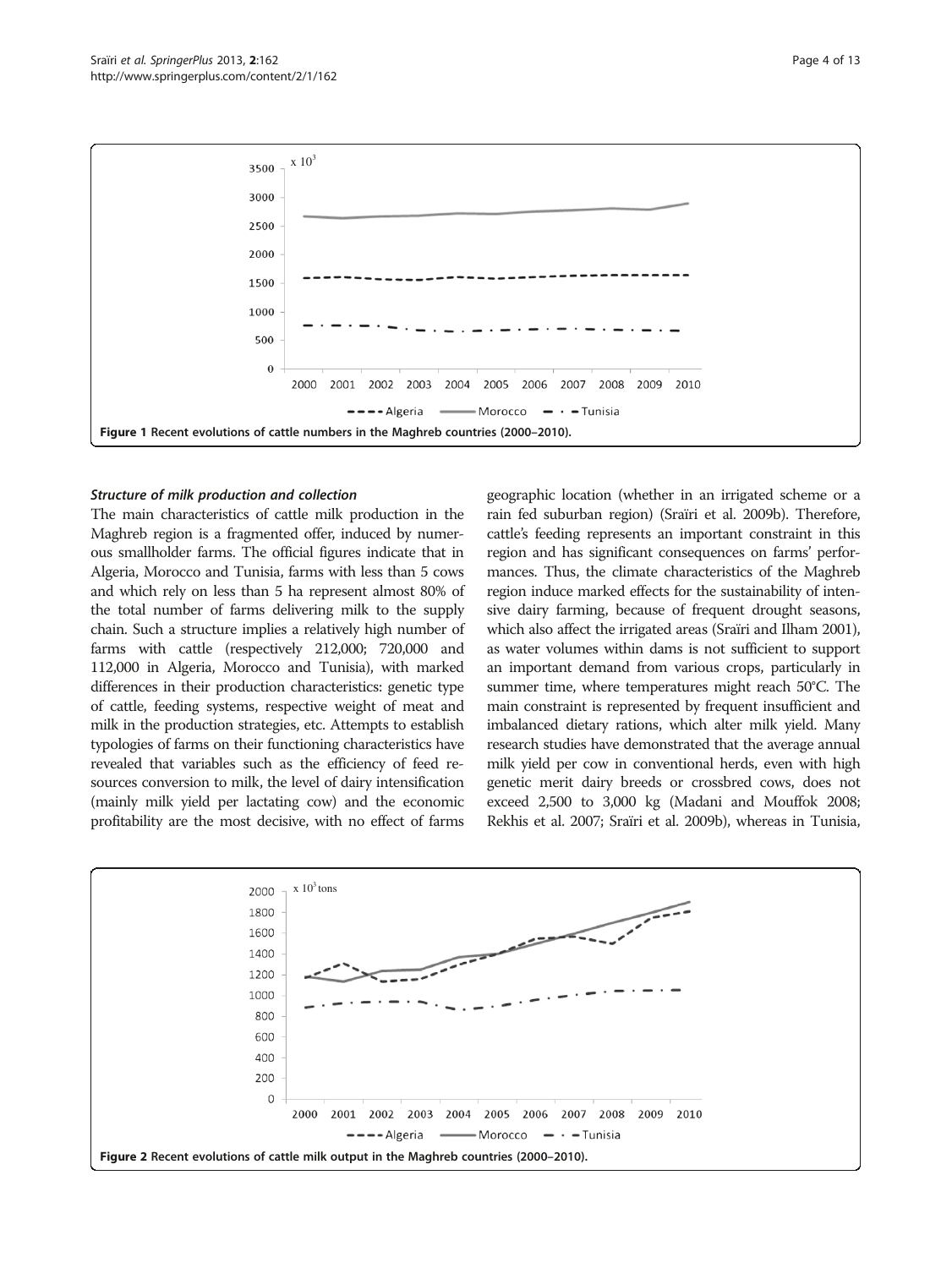3500
x $10^3$
3000
2500
2000
1500
1000
500
0
2000 2001 2002 2003 2004 2005 2006 2007 2008 2009 2010
Algeria Morocco Tunisia

**Figure 1** Recent evolutions of cattle numbers in the Maghreb countries (2000–2010).

### *Structure of milk production and collection*

The main characteristics of cattle milk production in the Maghreb region is a fragmented offer, induced by numerous smallholder farms. The official figures indicate that in Algeria, Morocco and Tunisia, farms with less than 5 cows and which rely on less than 5 ha represent almost 80% of the total number of farms delivering milk to the supply chain. Such a structure implies a relatively high number of farms with cattle (respectively 212,000; 720,000 and 112,000 in Algeria, Morocco and Tunisia), with marked differences in their production characteristics: genetic type of cattle, feeding systems, respective weight of meat and milk in the production strategies, etc. Attempts to establish typologies of farms on their functioning characteristics have revealed that variables such as the efficiency of feed resources conversion to milk, the level of dairy intensification (mainly milk yield per lactating cow) and the economic profitability are the most decisive, with no effect of farms geographic location (whether in an irrigated scheme or a rain fed suburban region) (Sraïri et al. 2009b). Therefore, cattle's feeding represents an important constraint in this region and has significant consequences on farms' performances. Thus, the climate characteristics of the Maghreb region induce marked effects for the sustainability of intensive dairy farming, because of frequent drought seasons, which also affect the irrigated areas (Sraïri and Ilham 2001), as water volumes within dams is not sufficient to support an important demand from various crops, particularly in summer time, where temperatures might reach 50°C. The main constraint is represented by frequent insufficient and imbalanced dietary rations, which alter milk yield. Many research studies have demonstrated that the average annual milk yield per cow in conventional herds, even with high genetic merit dairy breeds or crossbred cows, does not exceed 2,500 to 3,000 kg (Madani and Mouffok 2008; Rekhis et al. 2007; Sraïri et al. 2009b), whereas in Tunisia,

2000
x $10^3$ tons
1800
1600
1400
1200
1000
800
600
400
200
0
2000 2001 2002 2003 2004 2005 2006 2007 2008 2009 2010
Algeria Morocco Tunisia

**Figure 2** Recent evolutions of cattle milk output in the Maghreb countries (2000–2010).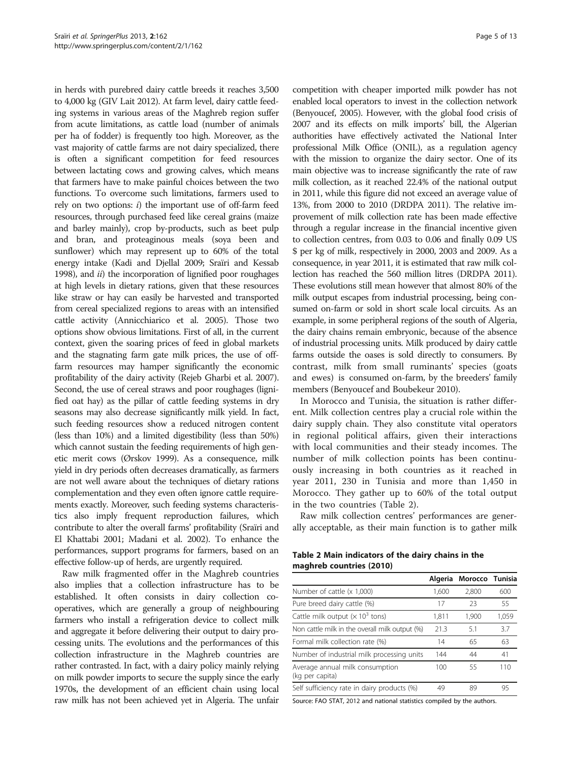in herds with purebred dairy cattle breeds it reaches 3,500 to 4,000 kg (GIV Lait 2012). At farm level, dairy cattle feeding systems in various areas of the Maghreb region suffer from acute limitations, as cattle load (number of animals per ha of fodder) is frequently too high. Moreover, as the vast majority of cattle farms are not dairy specialized, there is often a significant competition for feed resources between lactating cows and growing calves, which means that farmers have to make painful choices between the two functions. To overcome such limitations, farmers used to rely on two options: *i*) the important use of off-farm feed resources, through purchased feed like cereal grains (maize and barley mainly), crop by-products, such as beet pulp and bran, and proteaginous meals (soya been and sunflower) which may represent up to 60% of the total energy intake (Kadi and Djellal 2009; Sraïri and Kessab 1998), and *ii*) the incorporation of lignified poor roughages at high levels in dietary rations, given that these resources like straw or hay can easily be harvested and transported from cereal specialized regions to areas with an intensified cattle activity (Annicchiarico et al. 2005). Those two options show obvious limitations. First of all, in the current context, given the soaring prices of feed in global markets and the stagnating farm gate milk prices, the use of off-farm resources may hamper significantly the economic profitability of the dairy activity (Rejeb Gharbi et al. 2007). Second, the use of cereal straws and poor roughages (lignified oat hay) as the pillar of cattle feeding systems in dry seasons may also decrease significantly milk yield. In fact, such feeding resources show a reduced nitrogen content (less than 10%) and a limited digestibility (less than 50%) which cannot sustain the feeding requirements of high genetic merit cows (Ørskov 1999). As a consequence, milk yield in dry periods often decreases dramatically, as farmers are not well aware about the techniques of dietary rations complementation and they even often ignore cattle requirements exactly. Moreover, such feeding systems characteristics also imply frequent reproduction failures, which contribute to alter the overall farms' profitability (Sraïri and El Khattabi 2001; Madani et al. 2002). To enhance the performances, support programs for farmers, based on an effective follow-up of herds, are urgently required.

Raw milk fragmented offer in the Maghreb countries also implies that a collection infrastructure has to be established. It often consists in dairy collection co-operatives, which are generally a group of neighbouring farmers who install a refrigeration device to collect milk and aggregate it before delivering their output to dairy processing units. The evolutions and the performances of this collection infrastructure in the Maghreb countries are rather contrasted. In fact, with a dairy policy mainly relying on milk powder imports to secure the supply since the early 1970s, the development of an efficient chain using local raw milk has not been achieved yet in Algeria. The unfair competition with cheaper imported milk powder has not enabled local operators to invest in the collection network (Benyoucef, 2005). However, with the global food crisis of 2007 and its effects on milk imports' bill, the Algerian authorities have effectively activated the National Inter professional Milk Office (ONIL), as a regulation agency with the mission to organize the dairy sector. One of its main objective was to increase significantly the rate of raw milk collection, as it reached 22.4% of the national output in 2011, while this figure did not exceed an average value of 13%, from 2000 to 2010 (DRDPA 2011). The relative improvement of milk collection rate has been made effective through a regular increase in the financial incentive given to collection centres, from 0.03 to 0.06 and finally 0.09 US $ per kg of milk, respectively in 2000, 2003 and 2009. As a consequence, in year 2011, it is estimated that raw milk collection has reached the 560 million litres (DRDPA 2011). These evolutions still mean however that almost 80% of the milk output escapes from industrial processing, being consumed on-farm or sold in short scale local circuits. As an example, in some peripheral regions of the south of Algeria, the dairy chains remain embryonic, because of the absence of industrial processing units. Milk produced by dairy cattle farms outside the oases is sold directly to consumers. By contrast, milk from small ruminants' species (goats and ewes) is consumed on-farm, by the breeders' family members (Benyoucef and Boubekeur 2010).

In Morocco and Tunisia, the situation is rather different. Milk collection centres play a crucial role within the dairy supply chain. They also constitute vital operators in regional political affairs, given their interactions with local communities and their steady incomes. The number of milk collection points has been continuously increasing in both countries as it reached in year 2011, 230 in Tunisia and more than 1,450 in Morocco. They gather up to 60% of the total output in the two countries (Table 2).

Raw milk collection centres' performances are generally acceptable, as their main function is to gather milk

**Table 2 Main indicators of the dairy chains in the maghreb countries (2010)**

| | Algeria | Morocco | Tunisia |
|---|---|---|---|
| Number of cattle (x 1,000) | 1,600 | 2,800 | 600 |
| Pure breed dairy cattle (%) | 17 | 23 | 55 |
| Cattle milk output ($\times 10^3$ tons) | 1,811 | 1,900 | 1,059 |
| Non cattle milk in the overall milk output (%) | 21.3 | 5.1 | 3.7 |
| Formal milk collection rate (%) | 14 | 65 | 63 |
| Number of industrial milk processing units | 144 | 44 | 41 |
| Average annual milk consumption (kg per capita) | 100 | 55 | 110 |
| Self sufficiency rate in dairy products (%) | 49 | 89 | 95 |

Source: FAO STAT, 2012 and national statistics compiled by the authors.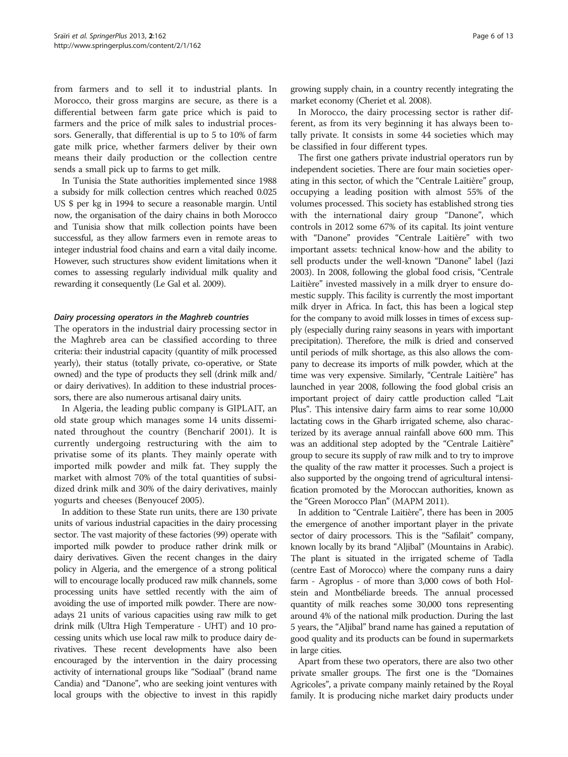from farmers and to sell it to industrial plants. In Morocco, their gross margins are secure, as there is a differential between farm gate price which is paid to farmers and the price of milk sales to industrial processors. Generally, that differential is up to 5 to 10% of farm gate milk price, whether farmers deliver by their own means their daily production or the collection centre sends a small pick up to farms to get milk.

In Tunisia the State authorities implemented since 1988 a subsidy for milk collection centres which reached 0.025 US $ per kg in 1994 to secure a reasonable margin. Until now, the organisation of the dairy chains in both Morocco and Tunisia show that milk collection points have been successful, as they allow farmers even in remote areas to integer industrial food chains and earn a vital daily income. However, such structures show evident limitations when it comes to assessing regularly individual milk quality and rewarding it consequently (Le Gal et al. 2009).

#### *Dairy processing operators in the Maghreb countries*

The operators in the industrial dairy processing sector in the Maghreb area can be classified according to three criteria: their industrial capacity (quantity of milk processed yearly), their status (totally private, co-operative, or State owned) and the type of products they sell (drink milk and/or dairy derivatives). In addition to these industrial processors, there are also numerous artisanal dairy units.

In Algeria, the leading public company is GIPLAIT, an old state group which manages some 14 units disseminated throughout the country (Bencharif 2001). It is currently undergoing restructuring with the aim to privatise some of its plants. They mainly operate with imported milk powder and milk fat. They supply the market with almost 70% of the total quantities of subsidized drink milk and 30% of the dairy derivatives, mainly yogurts and cheeses (Benyoucef 2005).

In addition to these State run units, there are 130 private units of various industrial capacities in the dairy processing sector. The vast majority of these factories (99) operate with imported milk powder to produce rather drink milk or dairy derivatives. Given the recent changes in the dairy policy in Algeria, and the emergence of a strong political will to encourage locally produced raw milk channels, some processing units have settled recently with the aim of avoiding the use of imported milk powder. There are nowadays 21 units of various capacities using raw milk to get drink milk (Ultra High Temperature - UHT) and 10 processing units which use local raw milk to produce dairy derivatives. These recent developments have also been encouraged by the intervention in the dairy processing activity of international groups like "Sodiaal" (brand name Candia) and "Danone", who are seeking joint ventures with local groups with the objective to invest in this rapidly growing supply chain, in a country recently integrating the market economy (Cheriet et al. 2008).

In Morocco, the dairy processing sector is rather different, as from its very beginning it has always been totally private. It consists in some 44 societies which may be classified in four different types.

The first one gathers private industrial operators run by independent societies. There are four main societies operating in this sector, of which the "Centrale Laitière" group, occupying a leading position with almost 55% of the volumes processed. This society has established strong ties with the international dairy group "Danone", which controls in 2012 some 67% of its capital. Its joint venture with "Danone" provides "Centrale Laitière" with two important assets: technical know-how and the ability to sell products under the well-known "Danone" label (Jazi 2003). In 2008, following the global food crisis, "Centrale Laitière" invested massively in a milk dryer to ensure domestic supply. This facility is currently the most important milk dryer in Africa. In fact, this has been a logical step for the company to avoid milk losses in times of excess supply (especially during rainy seasons in years with important precipitation). Therefore, the milk is dried and conserved until periods of milk shortage, as this also allows the company to decrease its imports of milk powder, which at the time was very expensive. Similarly, "Centrale Laitière" has launched in year 2008, following the food global crisis an important project of dairy cattle production called "Lait Plus". This intensive dairy farm aims to rear some 10,000 lactating cows in the Gharb irrigated scheme, also characterized by its average annual rainfall above 600 mm. This was an additional step adopted by the "Centrale Laitière" group to secure its supply of raw milk and to try to improve the quality of the raw matter it processes. Such a project is also supported by the ongoing trend of agricultural intensification promoted by the Moroccan authorities, known as the "Green Morocco Plan" (MAPM 2011).

In addition to "Centrale Laitière", there has been in 2005 the emergence of another important player in the private sector of dairy processors. This is the "Safilait" company, known locally by its brand "Aljibal" (Mountains in Arabic). The plant is situated in the irrigated scheme of Tadla (centre East of Morocco) where the company runs a dairy farm - Agroplus - of more than 3,000 cows of both Holstein and Montbéliarde breeds. The annual processed quantity of milk reaches some 30,000 tons representing around 4% of the national milk production. During the last 5 years, the "Aljibal" brand name has gained a reputation of good quality and its products can be found in supermarkets in large cities.

Apart from these two operators, there are also two other private smaller groups. The first one is the "Domaines Agricoles", a private company mainly retained by the Royal family. It is producing niche market dairy products under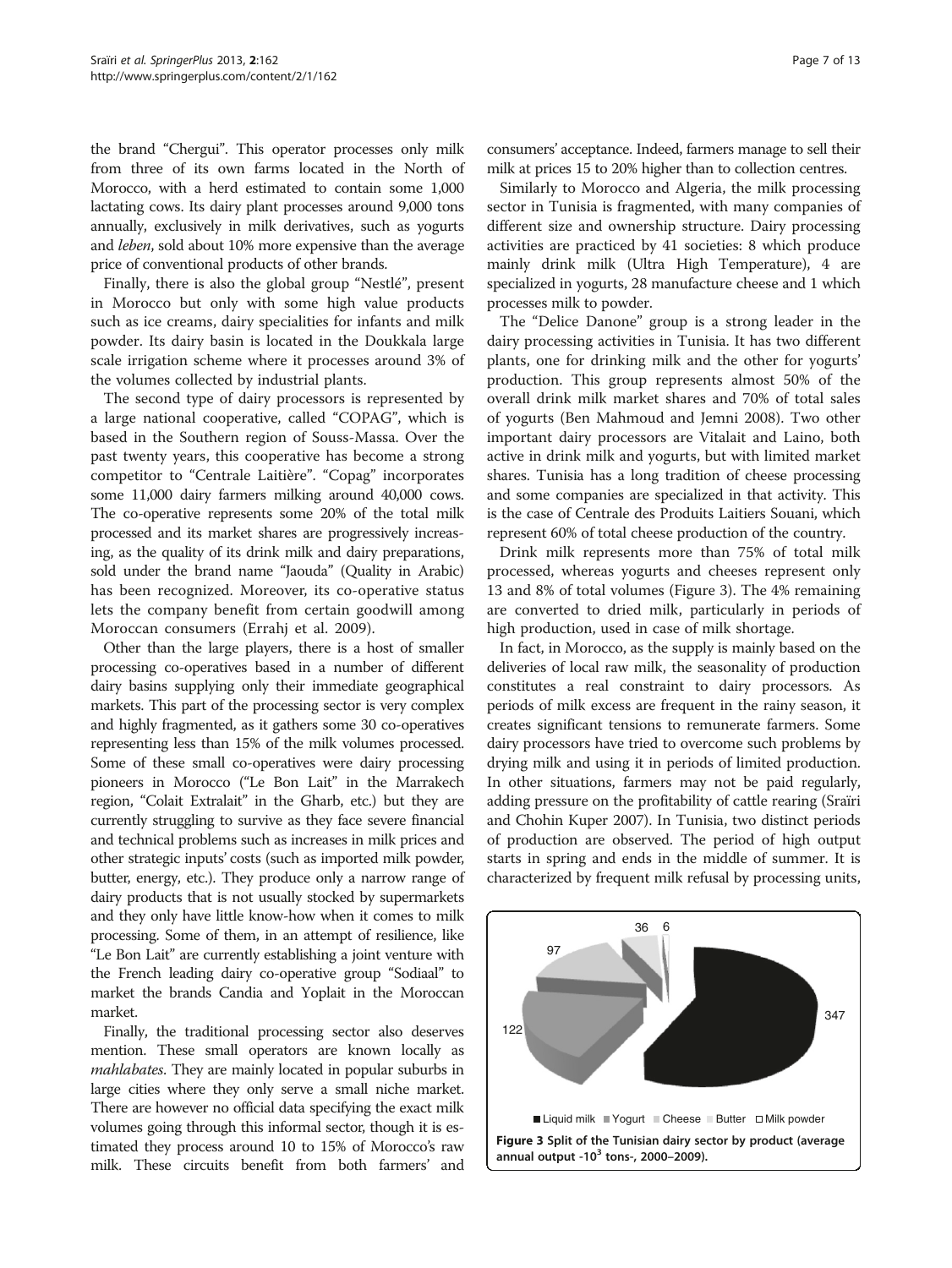the brand "Chergui". This operator processes only milk from three of its own farms located in the North of Morocco, with a herd estimated to contain some 1,000 lactating cows. Its dairy plant processes around 9,000 tons annually, exclusively in milk derivatives, such as yogurts and *leben*, sold about 10% more expensive than the average price of conventional products of other brands.

Finally, there is also the global group "Nestlé", present in Morocco but only with some high value products such as ice creams, dairy specialities for infants and milk powder. Its dairy basin is located in the Doukkala large scale irrigation scheme where it processes around 3% of the volumes collected by industrial plants.

The second type of dairy processors is represented by a large national cooperative, called "COPAG", which is based in the Southern region of Souss-Massa. Over the past twenty years, this cooperative has become a strong competitor to "Centrale Laitière". "Copag" incorporates some 11,000 dairy farmers milking around 40,000 cows. The co-operative represents some 20% of the total milk processed and its market shares are progressively increasing, as the quality of its drink milk and dairy preparations, sold under the brand name "Jaouda" (Quality in Arabic) has been recognized. Moreover, its co-operative status lets the company benefit from certain goodwill among Moroccan consumers (Errahj et al. 2009).

Other than the large players, there is a host of smaller processing co-operatives based in a number of different dairy basins supplying only their immediate geographical markets. This part of the processing sector is very complex and highly fragmented, as it gathers some 30 co-operatives representing less than 15% of the milk volumes processed. Some of these small co-operatives were dairy processing pioneers in Morocco ("Le Bon Lait" in the Marrakech region, "Colait Extralait" in the Gharb, etc.) but they are currently struggling to survive as they face severe financial and technical problems such as increases in milk prices and other strategic inputs' costs (such as imported milk powder, butter, energy, etc.). They produce only a narrow range of dairy products that is not usually stocked by supermarkets and they only have little know-how when it comes to milk processing. Some of them, in an attempt of resilience, like "Le Bon Lait" are currently establishing a joint venture with the French leading dairy co-operative group "Sodiaal" to market the brands Candia and Yoplait in the Moroccan market.

Finally, the traditional processing sector also deserves mention. These small operators are known locally as *mahlabates*. They are mainly located in popular suburbs in large cities where they only serve a small niche market. There are however no official data specifying the exact milk volumes going through this informal sector, though it is estimated they process around 10 to 15% of Morocco's raw milk. These circuits benefit from both farmers' and consumers' acceptance. Indeed, farmers manage to sell their milk at prices 15 to 20% higher than to collection centres.

Similarly to Morocco and Algeria, the milk processing sector in Tunisia is fragmented, with many companies of different size and ownership structure. Dairy processing activities are practiced by 41 societies: 8 which produce mainly drink milk (Ultra High Temperature), 4 are specialized in yogurts, 28 manufacture cheese and 1 which processes milk to powder.

The "Delice Danone" group is a strong leader in the dairy processing activities in Tunisia. It has two different plants, one for drinking milk and the other for yogurts' production. This group represents almost 50% of the overall drink milk market shares and 70% of total sales of yogurts (Ben Mahmoud and Jemni 2008). Two other important dairy processors are Vitalait and Laino, both active in drink milk and yogurts, but with limited market shares. Tunisia has a long tradition of cheese processing and some companies are specialized in that activity. This is the case of Centrale des Produits Laitiers Souani, which represent 60% of total cheese production of the country.

Drink milk represents more than 75% of total milk processed, whereas yogurts and cheeses represent only 13 and 8% of total volumes (Figure 3). The 4% remaining are converted to dried milk, particularly in periods of high production, used in case of milk shortage.

In fact, in Morocco, as the supply is mainly based on the deliveries of local raw milk, the seasonality of production constitutes a real constraint to dairy processors. As periods of milk excess are frequent in the rainy season, it creates significant tensions to remunerate farmers. Some dairy processors have tried to overcome such problems by drying milk and using it in periods of limited production. In other situations, farmers may not be paid regularly, adding pressure on the profitability of cattle rearing (Sraïri and Chohin Kuper 2007). In Tunisia, two distinct periods of production are observed. The period of high output starts in spring and ends in the middle of summer. It is characterized by frequent milk refusal by processing units,

347
122
97
36
6

Liquid milk, Yogurt, Cheese, Butter, Milk powder

Figure 3 Split of the Tunisian dairy sector by product (average annual output -$10^3$ tons-, 2000–2009).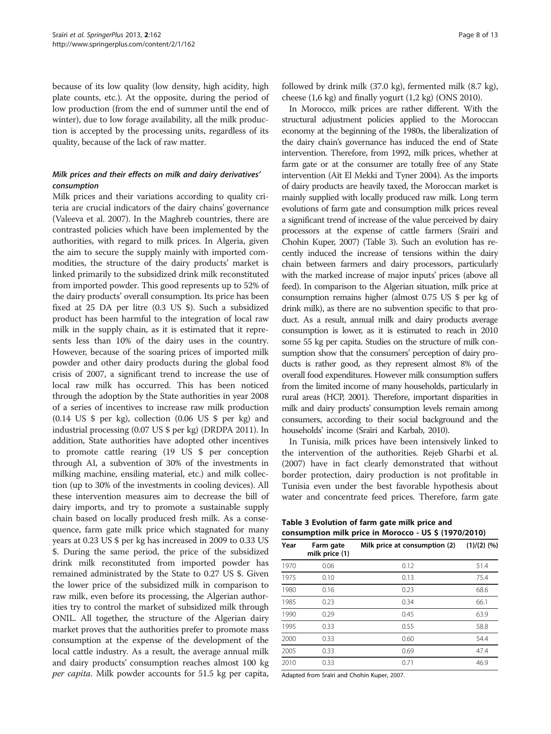because of its low quality (low density, high acidity, high plate counts, etc.). At the opposite, during the period of low production (from the end of summer until the end of winter), due to low forage availability, all the milk production is accepted by the processing units, regardless of its quality, because of the lack of raw matter.

### *Milk prices and their effects on milk and dairy derivatives' consumption*

Milk prices and their variations according to quality criteria are crucial indicators of the dairy chains' governance (Valeeva et al. 2007). In the Maghreb countries, there are contrasted policies which have been implemented by the authorities, with regard to milk prices. In Algeria, given the aim to secure the supply mainly with imported commodities, the structure of the dairy products' market is linked primarily to the subsidized drink milk reconstituted from imported powder. This good represents up to 52% of the dairy products' overall consumption. Its price has been fixed at 25 DA per litre (0.3 US $). Such a subsidized product has been harmful to the integration of local raw milk in the supply chain, as it is estimated that it represents less than 10% of the dairy uses in the country. However, because of the soaring prices of imported milk powder and other dairy products during the global food crisis of 2007, a significant trend to increase the use of local raw milk has occurred. This has been noticed through the adoption by the State authorities in year 2008 of a series of incentives to increase raw milk production (0.14 US $ per kg), collection (0.06 US $ per kg) and industrial processing (0.07 US $ per kg) (DRDPA 2011). In addition, State authorities have adopted other incentives to promote cattle rearing (19 US $ per conception through AI, a subvention of 30% of the investments in milking machine, ensiling material, etc.) and milk collection (up to 30% of the investments in cooling devices). All these intervention measures aim to decrease the bill of dairy imports, and try to promote a sustainable supply chain based on locally produced fresh milk. As a consequence, farm gate milk price which stagnated for many years at 0.23 US $ per kg has increased in 2009 to 0.33 US $. During the same period, the price of the subsidized drink milk reconstituted from imported powder has remained administrated by the State to 0.27 US $. Given the lower price of the subsidized milk in comparison to raw milk, even before its processing, the Algerian authorities try to control the market of subsidized milk through ONIL. All together, the structure of the Algerian dairy market proves that the authorities prefer to promote mass consumption at the expense of the development of the local cattle industry. As a result, the average annual milk and dairy products' consumption reaches almost 100 kg *per capita*. Milk powder accounts for 51.5 kg per capita, followed by drink milk (37.0 kg), fermented milk (8.7 kg), cheese (1,6 kg) and finally yogurt (1,2 kg) (ONS 2010).

In Morocco, milk prices are rather different. With the structural adjustment policies applied to the Moroccan economy at the beginning of the 1980s, the liberalization of the dairy chain's governance has induced the end of State intervention. Therefore, from 1992, milk prices, whether at farm gate or at the consumer are totally free of any State intervention (Aït El Mekki and Tyner 2004). As the imports of dairy products are heavily taxed, the Moroccan market is mainly supplied with locally produced raw milk. Long term evolutions of farm gate and consumption milk prices reveal a significant trend of increase of the value perceived by dairy processors at the expense of cattle farmers (Sraïri and Chohin Kuper, 2007) (Table 3). Such an evolution has recently induced the increase of tensions within the dairy chain between farmers and dairy processors, particularly with the marked increase of major inputs' prices (above all feed). In comparison to the Algerian situation, milk price at consumption remains higher (almost 0.75 US $ per kg of drink milk), as there are no subvention specific to that product. As a result, annual milk and dairy products average consumption is lower, as it is estimated to reach in 2010 some 55 kg per capita. Studies on the structure of milk consumption show that the consumers' perception of dairy products is rather good, as they represent almost 8% of the overall food expenditures. However milk consumption suffers from the limited income of many households, particularly in rural areas (HCP, 2001). Therefore, important disparities in milk and dairy products' consumption levels remain among consumers, according to their social background and the households' income (Sraïri and Karbab, 2010).

In Tunisia, milk prices have been intensively linked to the intervention of the authorities. Rejeb Gharbi et al. (2007) have in fact clearly demonstrated that without border protection, dairy production is not profitable in Tunisia even under the best favorable hypothesis about water and concentrate feed prices. Therefore, farm gate

**Table 3 Evolution of farm gate milk price and consumption milk price in Morocco - US $ (1970/2010)**

| Year | Farm gate milk price (1) | Milk price at consumption (2) | (1)/(2) (%) |
|---|---|---|---|
| 1970 | 0.06 | 0.12 | 51.4 |
| 1975 | 0.10 | 0.13 | 75.4 |
| 1980 | 0.16 | 0.23 | 68.6 |
| 1985 | 0.23 | 0.34 | 66.1 |
| 1990 | 0.29 | 0.45 | 63.9 |
| 1995 | 0.33 | 0.55 | 58.8 |
| 2000 | 0.33 | 0.60 | 54.4 |
| 2005 | 0.33 | 0.69 | 47.4 |
| 2010 | 0.33 | 0.71 | 46.9 |

Adapted from Sraïri and Chohin Kuper, 2007.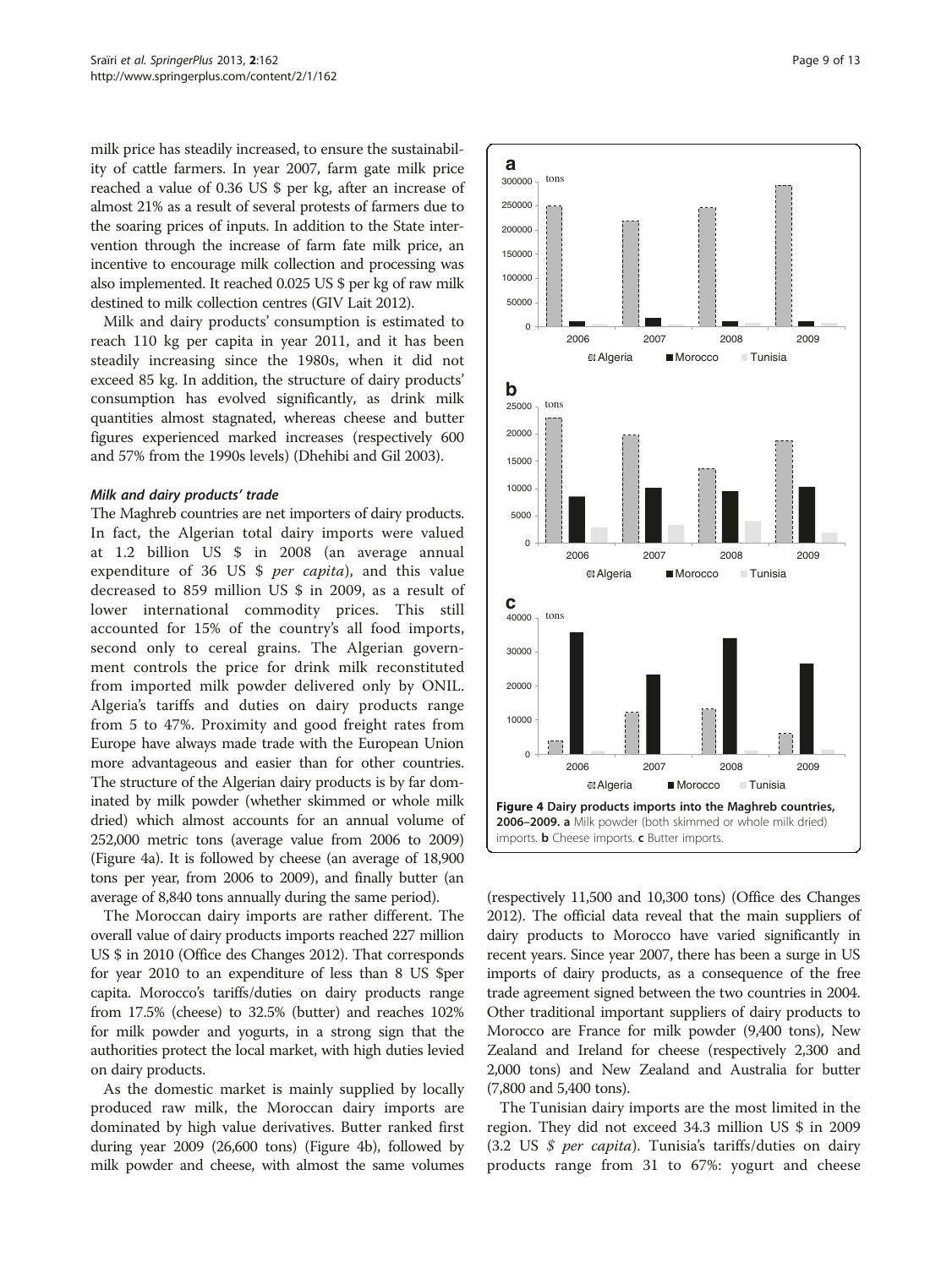milk price has steadily increased, to ensure the sustainability of cattle farmers. In year 2007, farm gate milk price reached a value of 0.36 US $ per kg, after an increase of almost 21% as a result of several protests of farmers due to the soaring prices of inputs. In addition to the State intervention through the increase of farm fate milk price, an incentive to encourage milk collection and processing was also implemented. It reached 0.025 US $ per kg of raw milk destined to milk collection centres (GIV Lait 2012).

Milk and dairy products' consumption is estimated to reach 110 kg per capita in year 2011, and it has been steadily increasing since the 1980s, when it did not exceed 85 kg. In addition, the structure of dairy products' consumption has evolved significantly, as drink milk quantities almost stagnated, whereas cheese and butter figures experienced marked increases (respectively 600 and 57% from the 1990s levels) (Dhehibi and Gil 2003).

#### *Milk and dairy products' trade*

The Maghreb countries are net importers of dairy products. In fact, the Algerian total dairy imports were valued at 1.2 billion US $ in 2008 (an average annual expenditure of 36 US $ *per capita*), and this value decreased to 859 million US $ in 2009, as a result of lower international commodity prices. This still accounted for 15% of the country's all food imports, second only to cereal grains. The Algerian government controls the price for drink milk reconstituted from imported milk powder delivered only by ONIL. Algeria's tariffs and duties on dairy products range from 5 to 47%. Proximity and good freight rates from Europe have always made trade with the European Union more advantageous and easier than for other countries. The structure of the Algerian dairy products is by far dominated by milk powder (whether skimmed or whole milk dried) which almost accounts for an annual volume of 252,000 metric tons (average value from 2006 to 2009) (Figure 4a). It is followed by cheese (an average of 18,900 tons per year, from 2006 to 2009), and finally butter (an average of 8,840 tons annually during the same period).

The Moroccan dairy imports are rather different. The overall value of dairy products imports reached 227 million US $ in 2010 (Office des Changes 2012). That corresponds for year 2010 to an expenditure of less than 8 US $per capita. Morocco's tariffs/duties on dairy products range from 17.5% (cheese) to 32.5% (butter) and reaches 102% for milk powder and yogurts, in a strong sign that the authorities protect the local market, with high duties levied on dairy products.

As the domestic market is mainly supplied by locally produced raw milk, the Moroccan dairy imports are dominated by high value derivatives. Butter ranked first during year 2009 (26,600 tons) (Figure 4b), followed by milk powder and cheese, with almost the same volumes (respectively 11,500 and 10,300 tons) (Office des Changes 2012). The official data reveal that the main suppliers of dairy products to Morocco have varied significantly in recent years. Since year 2007, there has been a surge in US imports of dairy products, as a consequence of the free trade agreement signed between the two countries in 2004. Other traditional important suppliers of dairy products to Morocco are France for milk powder (9,400 tons), New Zealand and Ireland for cheese (respectively 2,300 and 2,000 tons) and New Zealand and Australia for butter (7,800 and 5,400 tons).

The Tunisian dairy imports are the most limited in the region. They did not exceed 34.3 million US $ in 2009 (3.2 US *$ per capita*). Tunisia's tariffs/duties on dairy products range from 31 to 67%: yogurt and cheese

a
tons
300000
250000
200000
150000
100000
50000
0
2006 2007 2008 2009
Algeria Morocco Tunisia

b
tons
25000
20000
15000
10000
5000
0
2006 2007 2008 2009
Algeria Morocco Tunisia

c
tons
40000
30000
20000
10000
0
2006 2007 2008 2009
Algeria Morocco Tunisia

**Figure 4 Dairy products imports into the Maghreb countries, 2006–2009. a** Milk powder (both skimmed or whole milk dried) imports. **b** Cheese imports. **c** Butter imports.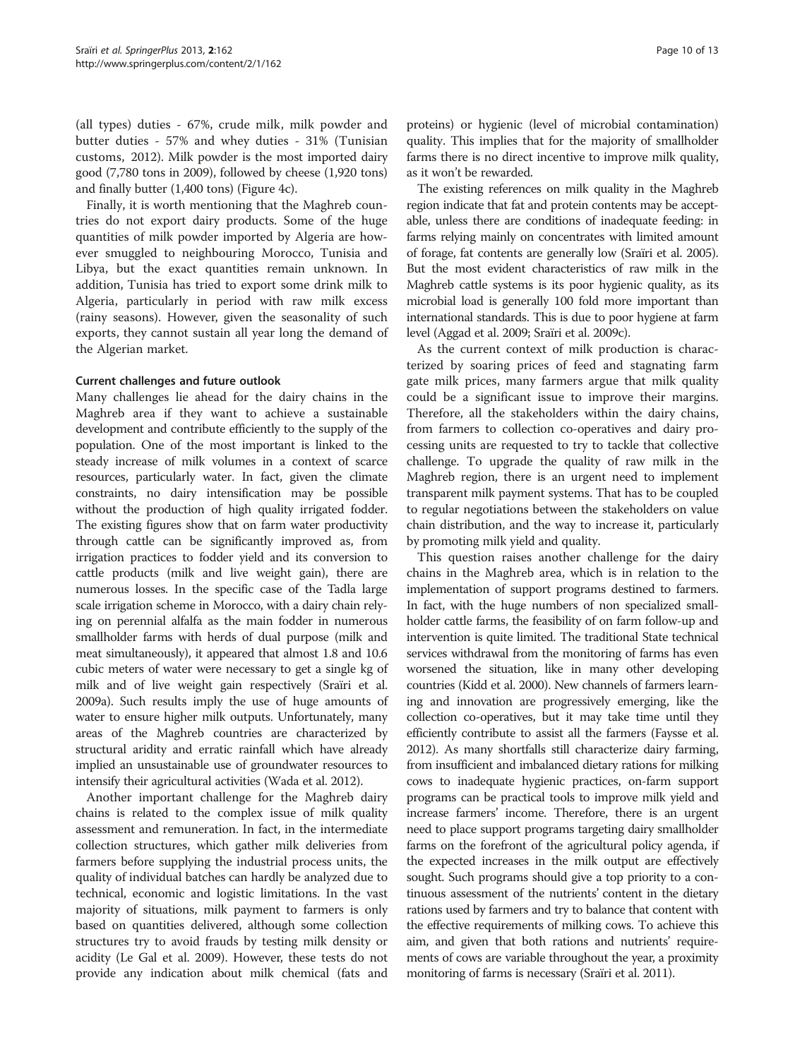(all types) duties - 67%, crude milk, milk powder and butter duties - 57% and whey duties - 31% (Tunisian customs, 2012). Milk powder is the most imported dairy good (7,780 tons in 2009), followed by cheese (1,920 tons) and finally butter (1,400 tons) (Figure 4c).

Finally, it is worth mentioning that the Maghreb countries do not export dairy products. Some of the huge quantities of milk powder imported by Algeria are however smuggled to neighbouring Morocco, Tunisia and Libya, but the exact quantities remain unknown. In addition, Tunisia has tried to export some drink milk to Algeria, particularly in period with raw milk excess (rainy seasons). However, given the seasonality of such exports, they cannot sustain all year long the demand of the Algerian market.

### Current challenges and future outlook

Many challenges lie ahead for the dairy chains in the Maghreb area if they want to achieve a sustainable development and contribute efficiently to the supply of the population. One of the most important is linked to the steady increase of milk volumes in a context of scarce resources, particularly water. In fact, given the climate constraints, no dairy intensification may be possible without the production of high quality irrigated fodder. The existing figures show that on farm water productivity through cattle can be significantly improved as, from irrigation practices to fodder yield and its conversion to cattle products (milk and live weight gain), there are numerous losses. In the specific case of the Tadla large scale irrigation scheme in Morocco, with a dairy chain relying on perennial alfalfa as the main fodder in numerous smallholder farms with herds of dual purpose (milk and meat simultaneously), it appeared that almost 1.8 and 10.6 cubic meters of water were necessary to get a single kg of milk and of live weight gain respectively (Sraïri et al. 2009a). Such results imply the use of huge amounts of water to ensure higher milk outputs. Unfortunately, many areas of the Maghreb countries are characterized by structural aridity and erratic rainfall which have already implied an unsustainable use of groundwater resources to intensify their agricultural activities (Wada et al. 2012).

Another important challenge for the Maghreb dairy chains is related to the complex issue of milk quality assessment and remuneration. In fact, in the intermediate collection structures, which gather milk deliveries from farmers before supplying the industrial process units, the quality of individual batches can hardly be analyzed due to technical, economic and logistic limitations. In the vast majority of situations, milk payment to farmers is only based on quantities delivered, although some collection structures try to avoid frauds by testing milk density or acidity (Le Gal et al. 2009). However, these tests do not provide any indication about milk chemical (fats and proteins) or hygienic (level of microbial contamination) quality. This implies that for the majority of smallholder farms there is no direct incentive to improve milk quality, as it won't be rewarded.

The existing references on milk quality in the Maghreb region indicate that fat and protein contents may be acceptable, unless there are conditions of inadequate feeding: in farms relying mainly on concentrates with limited amount of forage, fat contents are generally low (Sraïri et al. 2005). But the most evident characteristics of raw milk in the Maghreb cattle systems is its poor hygienic quality, as its microbial load is generally 100 fold more important than international standards. This is due to poor hygiene at farm level (Aggad et al. 2009; Sraïri et al. 2009c).

As the current context of milk production is characterized by soaring prices of feed and stagnating farm gate milk prices, many farmers argue that milk quality could be a significant issue to improve their margins. Therefore, all the stakeholders within the dairy chains, from farmers to collection co-operatives and dairy processing units are requested to try to tackle that collective challenge. To upgrade the quality of raw milk in the Maghreb region, there is an urgent need to implement transparent milk payment systems. That has to be coupled to regular negotiations between the stakeholders on value chain distribution, and the way to increase it, particularly by promoting milk yield and quality.

This question raises another challenge for the dairy chains in the Maghreb area, which is in relation to the implementation of support programs destined to farmers. In fact, with the huge numbers of non specialized smallholder cattle farms, the feasibility of on farm follow-up and intervention is quite limited. The traditional State technical services withdrawal from the monitoring of farms has even worsened the situation, like in many other developing countries (Kidd et al. 2000). New channels of farmers learning and innovation are progressively emerging, like the collection co-operatives, but it may take time until they efficiently contribute to assist all the farmers (Faysse et al. 2012). As many shortfalls still characterize dairy farming, from insufficient and imbalanced dietary rations for milking cows to inadequate hygienic practices, on-farm support programs can be practical tools to improve milk yield and increase farmers' income. Therefore, there is an urgent need to place support programs targeting dairy smallholder farms on the forefront of the agricultural policy agenda, if the expected increases in the milk output are effectively sought. Such programs should give a top priority to a continuous assessment of the nutrients' content in the dietary rations used by farmers and try to balance that content with the effective requirements of milking cows. To achieve this aim, and given that both rations and nutrients' requirements of cows are variable throughout the year, a proximity monitoring of farms is necessary (Sraïri et al. 2011).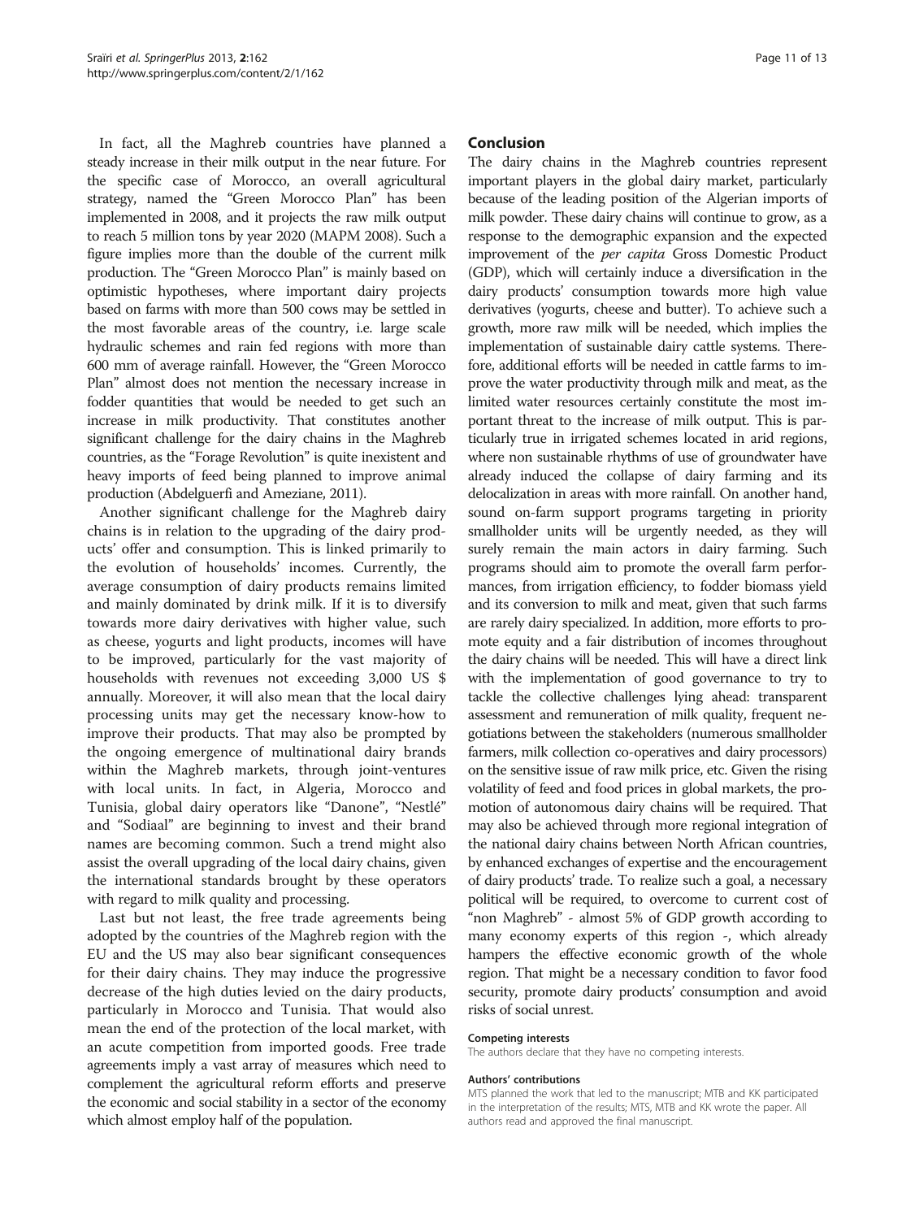In fact, all the Maghreb countries have planned a steady increase in their milk output in the near future. For the specific case of Morocco, an overall agricultural strategy, named the "Green Morocco Plan" has been implemented in 2008, and it projects the raw milk output to reach 5 million tons by year 2020 (MAPM 2008). Such a figure implies more than the double of the current milk production. The "Green Morocco Plan" is mainly based on optimistic hypotheses, where important dairy projects based on farms with more than 500 cows may be settled in the most favorable areas of the country, i.e. large scale hydraulic schemes and rain fed regions with more than 600 mm of average rainfall. However, the "Green Morocco Plan" almost does not mention the necessary increase in fodder quantities that would be needed to get such an increase in milk productivity. That constitutes another significant challenge for the dairy chains in the Maghreb countries, as the "Forage Revolution" is quite inexistent and heavy imports of feed being planned to improve animal production (Abdelguerfi and Ameziane, 2011).

Another significant challenge for the Maghreb dairy chains is in relation to the upgrading of the dairy products' offer and consumption. This is linked primarily to the evolution of households' incomes. Currently, the average consumption of dairy products remains limited and mainly dominated by drink milk. If it is to diversify towards more dairy derivatives with higher value, such as cheese, yogurts and light products, incomes will have to be improved, particularly for the vast majority of households with revenues not exceeding 3,000 US $ annually. Moreover, it will also mean that the local dairy processing units may get the necessary know-how to improve their products. That may also be prompted by the ongoing emergence of multinational dairy brands within the Maghreb markets, through joint-ventures with local units. In fact, in Algeria, Morocco and Tunisia, global dairy operators like "Danone", "Nestlé" and "Sodiaal" are beginning to invest and their brand names are becoming common. Such a trend might also assist the overall upgrading of the local dairy chains, given the international standards brought by these operators with regard to milk quality and processing.

Last but not least, the free trade agreements being adopted by the countries of the Maghreb region with the EU and the US may also bear significant consequences for their dairy chains. They may induce the progressive decrease of the high duties levied on the dairy products, particularly in Morocco and Tunisia. That would also mean the end of the protection of the local market, with an acute competition from imported goods. Free trade agreements imply a vast array of measures which need to complement the agricultural reform efforts and preserve the economic and social stability in a sector of the economy which almost employ half of the population.

## Conclusion

The dairy chains in the Maghreb countries represent important players in the global dairy market, particularly because of the leading position of the Algerian imports of milk powder. These dairy chains will continue to grow, as a response to the demographic expansion and the expected improvement of the *per capita* Gross Domestic Product (GDP), which will certainly induce a diversification in the dairy products' consumption towards more high value derivatives (yogurts, cheese and butter). To achieve such a growth, more raw milk will be needed, which implies the implementation of sustainable dairy cattle systems. Therefore, additional efforts will be needed in cattle farms to improve the water productivity through milk and meat, as the limited water resources certainly constitute the most important threat to the increase of milk output. This is particularly true in irrigated schemes located in arid regions, where non sustainable rhythms of use of groundwater have already induced the collapse of dairy farming and its delocalization in areas with more rainfall. On another hand, sound on-farm support programs targeting in priority smallholder units will be urgently needed, as they will surely remain the main actors in dairy farming. Such programs should aim to promote the overall farm performances, from irrigation efficiency, to fodder biomass yield and its conversion to milk and meat, given that such farms are rarely dairy specialized. In addition, more efforts to promote equity and a fair distribution of incomes throughout the dairy chains will be needed. This will have a direct link with the implementation of good governance to try to tackle the collective challenges lying ahead: transparent assessment and remuneration of milk quality, frequent negotiations between the stakeholders (numerous smallholder farmers, milk collection co-operatives and dairy processors) on the sensitive issue of raw milk price, etc. Given the rising volatility of feed and food prices in global markets, the promotion of autonomous dairy chains will be required. That may also be achieved through more regional integration of the national dairy chains between North African countries, by enhanced exchanges of expertise and the encouragement of dairy products' trade. To realize such a goal, a necessary political will be required, to overcome to current cost of "non Maghreb" - almost 5% of GDP growth according to many economy experts of this region -, which already hampers the effective economic growth of the whole region. That might be a necessary condition to favor food security, promote dairy products' consumption and avoid risks of social unrest.

#### Competing interests

The authors declare that they have no competing interests.

#### Authors' contributions

MTS planned the work that led to the manuscript; MTB and KK participated in the interpretation of the results; MTS, MTB and KK wrote the paper. All authors read and approved the final manuscript.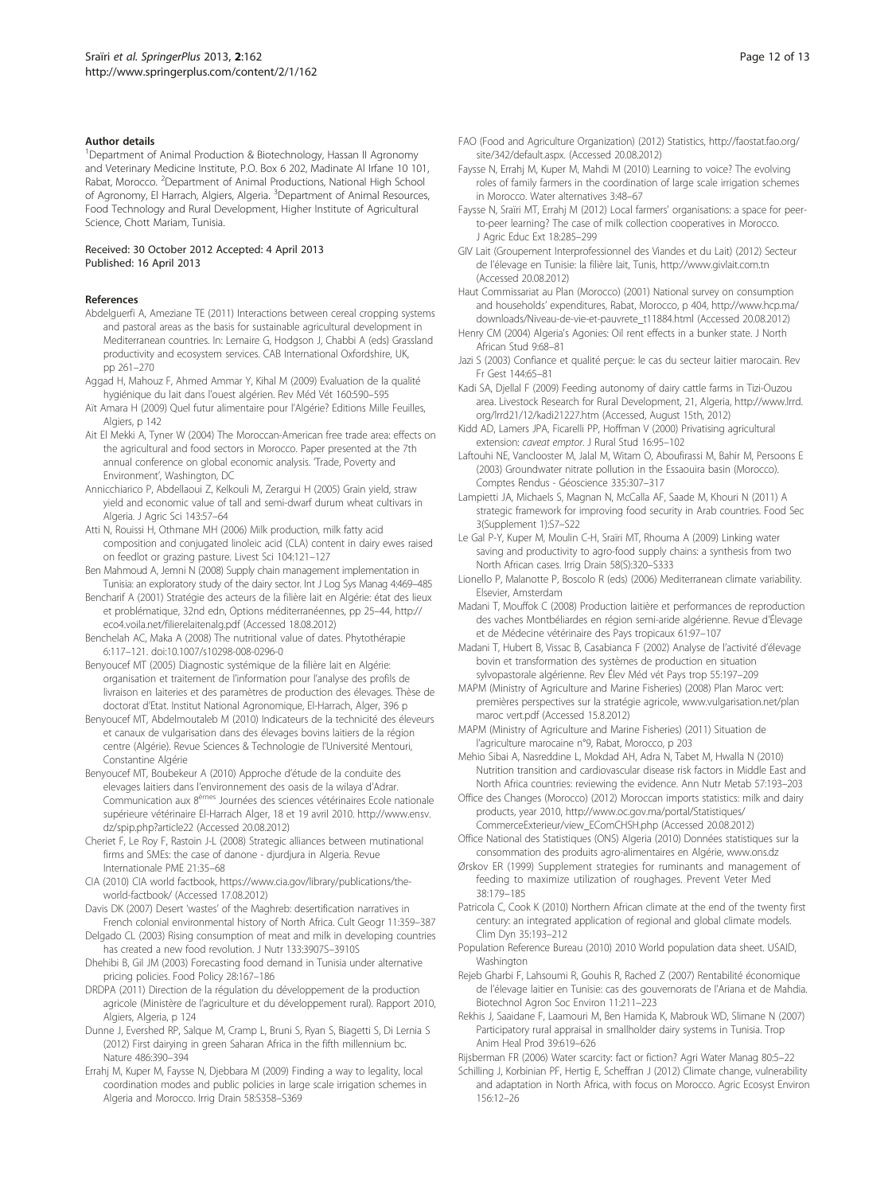#### Author details

[1]Department of Animal Production & Biotechnology, Hassan II Agronomy and Veterinary Medicine Institute, P.O. Box 6 202, Madinate Al Irfane 10 101, Rabat, Morocco. [2]Department of Animal Productions, National High School of Agronomy, El Harrach, Algiers, Algeria. [3]Department of Animal Resources, Food Technology and Rural Development, Higher Institute of Agricultural Science, Chott Mariam, Tunisia.

Received: 30 October 2012 Accepted: 4 April 2013
Published: 16 April 2013

#### References

Abdelguerfi A, Ameziane TE (2011) Interactions between cereal cropping systems and pastoral areas as the basis for sustainable agricultural development in Mediterranean countries. In: Lemaire G, Hodgson J, Chabbi A (eds) Grassland productivity and ecosystem services. CAB International Oxfordshire, UK, pp 261–270

Aggad H, Mahouz F, Ahmed Ammar Y, Kihal M (2009) Evaluation de la qualité hygiénique du lait dans l'ouest algérien. Rev Méd Vét 160:590–595

Aït Amara H (2009) Quel futur alimentaire pour l'Algérie? Editions Mille Feuilles, Algiers, p 142

Ait El Mekki A, Tyner W (2004) The Moroccan-American free trade area: effects on the agricultural and food sectors in Morocco. Paper presented at the 7th annual conference on global economic analysis. 'Trade, Poverty and Environment', Washington, DC

Annicchiarico P, Abdellaoui Z, Kelkouli M, Zerargui H (2005) Grain yield, straw yield and economic value of tall and semi-dwarf durum wheat cultivars in Algeria. J Agric Sci 143:57–64

Atti N, Rouissi H, Othmane MH (2006) Milk production, milk fatty acid composition and conjugated linoleic acid (CLA) content in dairy ewes raised on feedlot or grazing pasture. Livest Sci 104:121–127

Ben Mahmoud A, Jemni N (2008) Supply chain management implementation in Tunisia: an exploratory study of the dairy sector. Int J Log Sys Manag 4:469–485

Bencharif A (2001) Stratégie des acteurs de la filière lait en Algérie: état des lieux et problématique, 32nd edn, Options méditerranéennes, pp 25–44, http://eco4.voila.net/filierelaitenalg.pdf (Accessed 18.08.2012)

Benchelah AC, Maka A (2008) The nutritional value of dates. Phytothérapie 6:117–121. doi:10.1007/s10298-008-0296-0

Benyoucef MT (2005) Diagnostic systémique de la filière lait en Algérie: organisation et traitement de l'information pour l'analyse des profils de livraison en laiteries et des paramètres de production des élevages. Thèse de doctorat d'Etat. Institut National Agronomique, El-Harrach, Alger, 396 p

Benyoucef MT, Abdelmoutaleb M (2010) Indicateurs de la technicité des éleveurs et canaux de vulgarisation dans des élevages bovins laitiers de la région centre (Algérie). Revue Sciences & Technologie de l'Université Mentouri, Constantine Algérie

Benyoucef MT, Boubekeur A (2010) Approche d'étude de la conduite des elevages laitiers dans l'environnement des oasis de la wilaya d'Adrar. Communication aux 8[èmes] Journées des sciences vétérinaires Ecole nationale supérieure vétérinaire El-Harrach Alger, 18 et 19 avril 2010. http://www.ensv.dz/spip.php?article22 (Accessed 20.08.2012)

Cheriet F, Le Roy F, Rastoin J-L (2008) Strategic alliances between mutinational firms and SMEs: the case of danone - djurdjura in Algeria. Revue Internationale PME 21:35–68

CIA (2010) CIA world factbook, https://www.cia.gov/library/publications/the-world-factbook/ (Accessed 17.08.2012)

Davis DK (2007) Desert 'wastes' of the Maghreb: desertification narratives in French colonial environmental history of North Africa. Cult Geogr 11:359–387

Delgado CL (2003) Rising consumption of meat and milk in developing countries has created a new food revolution. J Nutr 133:3907S–3910S

Dhehibi B, Gil JM (2003) Forecasting food demand in Tunisia under alternative pricing policies. Food Policy 28:167–186

DRDPA (2011) Direction de la régulation du développement de la production agricole (Ministère de l'agriculture et du développement rural). Rapport 2010, Algiers, Algeria, p 124

Dunne J, Evershed RP, Salque M, Cramp L, Bruni S, Ryan S, Biagetti S, Di Lernia S (2012) First dairying in green Saharan Africa in the fifth millennium bc. Nature 486:390–394

Errahj M, Kuper M, Faysse N, Djebbara M (2009) Finding a way to legality, local coordination modes and public policies in large scale irrigation schemes in Algeria and Morocco. Irrig Drain 58:S358–S369

FAO (Food and Agriculture Organization) (2012) Statistics, http://faostat.fao.org/site/342/default.aspx. (Accessed 20.08.2012)

Faysse N, Errahj M, Kuper M, Mahdi M (2010) Learning to voice? The evolving roles of family farmers in the coordination of large scale irrigation schemes in Morocco. Water alternatives 3:48–67

Faysse N, Sraïri MT, Errahj M (2012) Local farmers' organisations: a space for peer-to-peer learning? The case of milk collection cooperatives in Morocco. J Agric Educ Ext 18:285–299

GIV Lait (Groupement Interprofessionnel des Viandes et du Lait) (2012) Secteur de l'élevage en Tunisie: la filière lait, Tunis, http://www.givlait.com.tn (Accessed 20.08.2012)

Haut Commissariat au Plan (Morocco) (2001) National survey on consumption and households' expenditures, Rabat, Morocco, p 404, http://www.hcp.ma/downloads/Niveau-de-vie-et-pauvrete_t11884.html (Accessed 20.08.2012)

Henry CM (2004) Algeria's Agonies: Oil rent effects in a bunker state. J North African Stud 9:68–81

Jazi S (2003) Confiance et qualité perçue: le cas du secteur laitier marocain. Rev Fr Gest 144:65–81

Kadi SA, Djellal F (2009) Feeding autonomy of dairy cattle farms in Tizi-Ouzou area. Livestock Research for Rural Development, 21, Algeria, http://www.lrrd.org/lrrd21/12/kadi21227.htm (Accessed, August 15th, 2012)

Kidd AD, Lamers JPA, Ficarelli PP, Hoffman V (2000) Privatising agricultural extension: *caveat emptor*. J Rural Stud 16:95–102

Laftouhi NE, Vanclooster M, Jalal M, Witam O, Aboufirassi M, Bahir M, Persoons E (2003) Groundwater nitrate pollution in the Essaouira basin (Morocco). Comptes Rendus - Géoscience 335:307–317

Lampietti JA, Michaels S, Magnan N, McCalla AF, Saade M, Khouri N (2011) A strategic framework for improving food security in Arab countries. Food Sec 3(Supplement 1):S7–S22

Le Gal P-Y, Kuper M, Moulin C-H, Sraïri MT, Rhouma A (2009) Linking water saving and productivity to agro-food supply chains: a synthesis from two North African cases. Irrig Drain 58(S):320–S333

Lionello P, Malanotte P, Boscolo R (eds) (2006) Mediterranean climate variability. Elsevier, Amsterdam

Madani T, Mouffok C (2008) Production laitière et performances de reproduction des vaches Montbéliardes en région semi-aride algérienne. Revue d'Élevage et de Médecine vétérinaire des Pays tropicaux 61:97–107

Madani T, Hubert B, Vissac B, Casabianca F (2002) Analyse de l'activité d'élevage bovin et transformation des systèmes de production en situation sylvopastorale algérienne. Rev Élev Méd vét Pays trop 55:197–209

MAPM (Ministry of Agriculture and Marine Fisheries) (2008) Plan Maroc vert: premières perspectives sur la stratégie agricole, www.vulgarisation.net/plan maroc vert.pdf (Accessed 15.8.2012)

MAPM (Ministry of Agriculture and Marine Fisheries) (2011) Situation de l'agriculture marocaine n°9, Rabat, Morocco, p 203

Mehio Sibai A, Nasreddine L, Mokdad AH, Adra N, Tabet M, Hwalla N (2010) Nutrition transition and cardiovascular disease risk factors in Middle East and North Africa countries: reviewing the evidence. Ann Nutr Metab 57:193–203

Office des Changes (Morocco) (2012) Moroccan imports statistics: milk and dairy products, year 2010, http://www.oc.gov.ma/portal/Statistiques/CommerceExterieur/view_EComCHSH.php (Accessed 20.08.2012)

Office National des Statistiques (ONS) Algeria (2010) Données statistiques sur la consommation des produits agro-alimentaires en Algérie, www.ons.dz

Ørskov ER (1999) Supplement strategies for ruminants and management of feeding to maximize utilization of roughages. Prevent Veter Med 38:179–185

Patricola C, Cook K (2010) Northern African climate at the end of the twenty first century: an integrated application of regional and global climate models. Clim Dyn 35:193–212

Population Reference Bureau (2010) 2010 World population data sheet. USAID, Washington

Rejeb Gharbi F, Lahsoumi R, Gouhis R, Rached Z (2007) Rentabilité économique de l'élevage laitier en Tunisie: cas des gouvernorats de l'Ariana et de Mahdia. Biotechnol Agron Soc Environ 11:211–223

Rekhis J, Saaidane F, Laamouri M, Ben Hamida K, Mabrouk WD, Slimane N (2007) Participatory rural appraisal in smallholder dairy systems in Tunisia. Trop Anim Heal Prod 39:619–626

Rijsberman FR (2006) Water scarcity: fact or fiction? Agri Water Manag 80:5–22

Schilling J, Korbinian PF, Hertig E, Scheffran J (2012) Climate change, vulnerability and adaptation in North Africa, with focus on Morocco. Agric Ecosyst Environ 156:12–26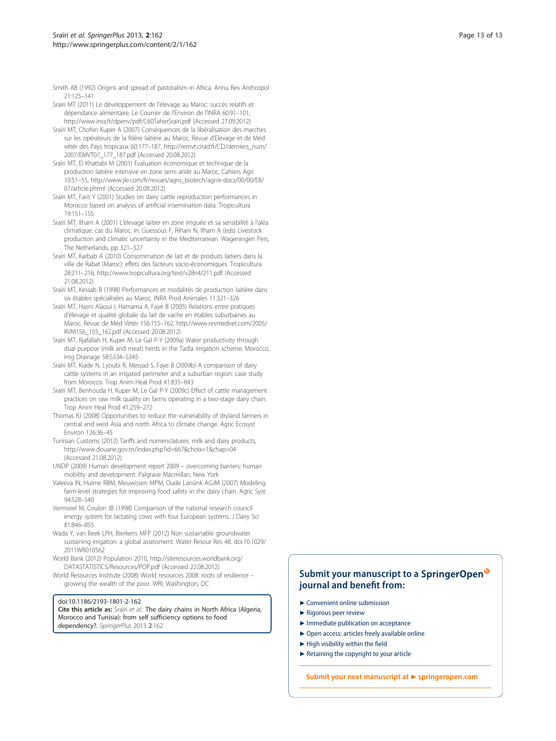Smith AB (1992) Origins and spread of pastoralism in Africa. Annu Rev Anthropol 21:125–141

Sraïri MT (2011) Le développement de l'élevage au Maroc: succès relatifs et dépendance alimentaire. Le Courrier de l'Environ de l'INRA 60:91–101, http://www.inra.fr/dpenv/pdf/C60TaherSrairi.pdf (Accessed 27.09.2012)

Sraïri MT, Chohin Kuper A (2007) Conséquences de la libéralisation des marches sur les opérateurs de la filière laitière au Maroc. Revue d'Elevage et de Méd vétér des Pays tropicaux 60:177–187, http://remvt.cirad.fr/CD/derniers_num/2007/EMVT07_177_187.pdf (Accessed 20.08.2012)

Sraïri MT, El Khattabi M (2001) Evaluation économique et technique de la production laitière intensive en zone semi aride au Maroc. Cahiers Agri 10:51–55, http://www.jle.com/fr/revues/agro_biotech/agr/e-docs/00/00/EB/07/article.phtml (Accessed 20.08.2012)

Sraïri MT, Farit Y (2001) Studies on dairy cattle reproduction performances in Morocco based on analysis of artificial insemination data. Tropicultura 19:151–155

Sraïri MT, Ilham A (2001) L'élevage laitier en zone irriguée et sa sensibilité à l'aléa climatique: cas du Maroc. In: Guessous F, Rihani N, Ilham A (eds) Livestock production and climatic uncertainty in the Mediterranean. Wageningen Pers, The Netherlands, pp 321–327

Sraïri MT, Karbab A (2010) Consommation de lait et de produits laitiers dans la ville de Rabat (Maroc): effets des facteurs socio-économiques. Tropicultura 28:211–216, http://www.tropicultura.org/text/v28n4/211.pdf (Accessed 21.08.2012)

Sraïri MT, Kessab B (1998) Performances et modalités de production laitière dans six étables spécialisées au Maroc. INRA Prod Animales 11:321–326

Sraïri MT, Hasni Alaoui I, Hamama A, Faye B (2005) Relations entre pratiques d'élevage et qualité globale du lait de vache en étables suburbaines au Maroc. Revue de Méd Vétér 156:155–162, http://www.revmedvet.com/2005/RVM156_155_162.pdf (Accessed 20.08.2012)

Sraïri MT, Rjafallah H, Kuper M, Le Gal P-Y (2009a) Water productivity through dual purpose (milk and meat) herds in the Tadla irrigation scheme. Morocco, Irrig Drainage 58:S334–S345

Sraïri MT, Kiade N, Lyoubi R, Messad S, Faye B (2009b) A comparison of dairy cattle systems in an irrigated perimeter and a suburban region: case study from Morocco. Trop Anim Heal Prod 41:835–843

Sraïri MT, Benhouda H, Kuper M, Le Gal P-Y (2009c) Effect of cattle management practices on raw milk quality on farms operating in a two-stage dairy chain. Trop Anim Heal Prod 41:259–272

Thomas RJ (2008) Opportunities to reduce the vulnerability of dryland farmers in central and west Asia and north Africa to climate change. Agric Ecosyst Environ 126:36–45

Tunisian Customs (2012) Tariffs and nomenclatures: milk and dairy products, http://www.douane.gov.tn/index.php?id=667&choix=1&chap=04 (Accessed 21.08.2012)

UNDP (2009) Human development report 2009 – overcoming barriers: human mobility and development. Palgrave Macmillan, New York

Valeeva IN, Huirne RBM, Meuwissen MPM, Oude Lansink AGJM (2007) Modeling farm-level strategies for improving food safety in the dairy chain. Agric Syst 94:528–540

Vermorel M, Coulon JB (1998) Comparison of the national research council energy system for lactating cows with four European systems. J Dairy Sci 81:846–855

Wada Y, van Beek LPH, Bierkens MFP (2012) Non sustainable groundwater sustaining irrigation: a global assessment. Water Resour Res 48. doi:10.1029/2011WR010562

World Bank (2012) Population 2010, http://siteresources.worldbank.org/DATASTATISTICS/Resources/POP.pdf (Accessed 22.08.2012)

World Resources Institute (2008) World resources 2008: roots of resilience – growing the wealth of the poor. WRI, Washington, DC

doi:10.1186/2193-1801-2-162

**Cite this article as:** Sraïri *et al.*: The dairy chains in North Africa (Algeria, Morocco and Tunisia): from self sufficiency options to food dependency?. *SpringerPlus* 2013 **2**:162.